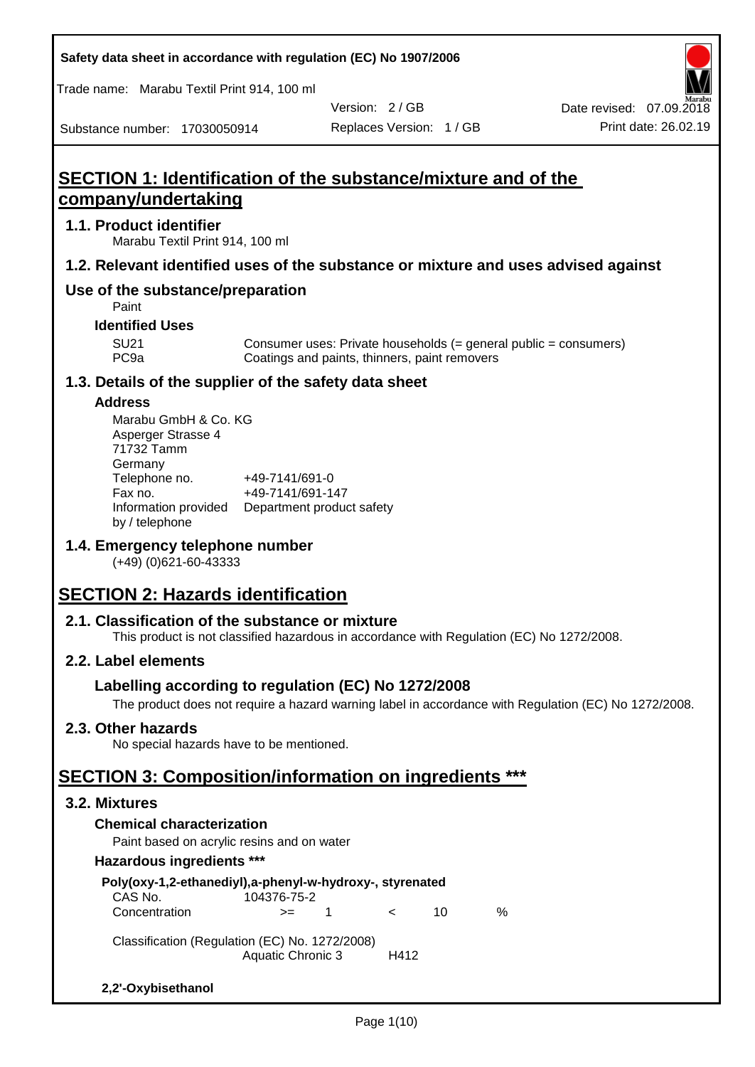Safety data sheet in accordance with regulation (EC) No 1907/2006

Trade name: Marabu Textil Print 914, 100 ml

Version: 2 / GB | Date revised: 07.09.2018

Substance number: 17030050914 | Replaces Version: 1 / GB | Print date: 26.02.19

# SECTION 1: Identification of the substance/mixture and of the company/undertaking

## 1.1. Product identifier

Marabu Textil Print 914, 100 ml

## 1.2. Relevant identified uses of the substance or mixture and uses advised against

## Use of the substance/preparation

Paint

### Identified Uses

| | |
|---|---|
| SU21 | Consumer uses: Private households (= general public = consumers) |
| PC9a | Coatings and paints, thinners, paint removers |

## 1.3. Details of the supplier of the safety data sheet

### Address

Marabu GmbH & Co. KG
Asperger Strasse 4
71732 Tamm
Germany

| | |
|---|---|
| Telephone no. | +49-7141/691-0 |
| Fax no. | +49-7141/691-147 |
| Information provided by / telephone | Department product safety |

## 1.4. Emergency telephone number

(+49) (0)621-60-43333

# SECTION 2: Hazards identification

## 2.1. Classification of the substance or mixture

This product is not classified hazardous in accordance with Regulation (EC) No 1272/2008.

## 2.2. Label elements

### Labelling according to regulation (EC) No 1272/2008

The product does not require a hazard warning label in accordance with Regulation (EC) No 1272/2008.

## 2.3. Other hazards

No special hazards have to be mentioned.

# SECTION 3: Composition/information on ingredients ***

## 3.2. Mixtures

### Chemical characterization

Paint based on acrylic resins and on water

### Hazardous ingredients ***

**Poly(oxy-1,2-ethanediyl),a-phenyl-w-hydroxy-, styrenated**

| | | | | | |
|---|---|---|---|---|---|
| CAS No. | 104376-75-2 | | | | |
| Concentration | >= | 1 | < | 10 | % |

Classification (Regulation (EC) No. 1272/2008)

| | |
|---|---|
| Aquatic Chronic 3 | H412 |

**2,2'-Oxybisethanol**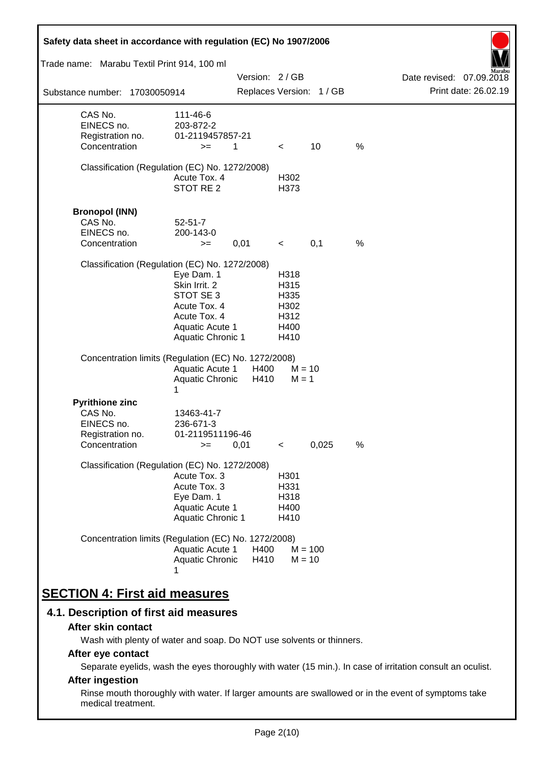| | | | | | |
|---|---|---|---|---|---|
| CAS No. | 111-46-6 | | | | |
| EINECS no. | 203-872-2 | | | | |
| Registration no. | 01-2119457857-21 | | | | |
| Concentration | >= | 1 | < | 10 | % |

Classification (Regulation (EC) No. 1272/2008)

| | |
|---|---|
| Acute Tox. 4 | H302 |
| STOT RE 2 | H373 |

**Bronopol (INN)**

| | | | | | |
|---|---|---|---|---|---|
| CAS No. | 52-51-7 | | | | |
| EINECS no. | 200-143-0 | | | | |
| Concentration | >= | 0,01 | < | 0,1 | % |

Classification (Regulation (EC) No. 1272/2008)

| | |
|---|---|
| Eye Dam. 1 | H318 |
| Skin Irrit. 2 | H315 |
| STOT SE 3 | H335 |
| Acute Tox. 4 | H302 |
| Acute Tox. 4 | H312 |
| Aquatic Acute 1 | H400 |
| Aquatic Chronic 1 | H410 |

Concentration limits (Regulation (EC) No. 1272/2008)

| | | |
|---|---|---|
| Aquatic Acute 1 | H400 | M = 10 |
| Aquatic Chronic 1 | H410 | M = 1 |

**Pyrithione zinc**

| | | | | | |
|---|---|---|---|---|---|
| CAS No. | 13463-41-7 | | | | |
| EINECS no. | 236-671-3 | | | | |
| Registration no. | 01-2119511196-46 | | | | |
| Concentration | >= | 0,01 | < | 0,025 | % |

Classification (Regulation (EC) No. 1272/2008)

| | |
|---|---|
| Acute Tox. 3 | H301 |
| Acute Tox. 3 | H331 |
| Eye Dam. 1 | H318 |
| Aquatic Acute 1 | H400 |
| Aquatic Chronic 1 | H410 |

Concentration limits (Regulation (EC) No. 1272/2008)

| | | |
|---|---|---|
| Aquatic Acute 1 | H400 | M = 100 |
| Aquatic Chronic 1 | H410 | M = 10 |

# SECTION 4: First aid measures

## 4.1. Description of first aid measures

### After skin contact

Wash with plenty of water and soap. Do NOT use solvents or thinners.

### After eye contact

Separate eyelids, wash the eyes thoroughly with water (15 min.). In case of irritation consult an oculist.

### After ingestion

Rinse mouth thoroughly with water. If larger amounts are swallowed or in the event of symptoms take medical treatment.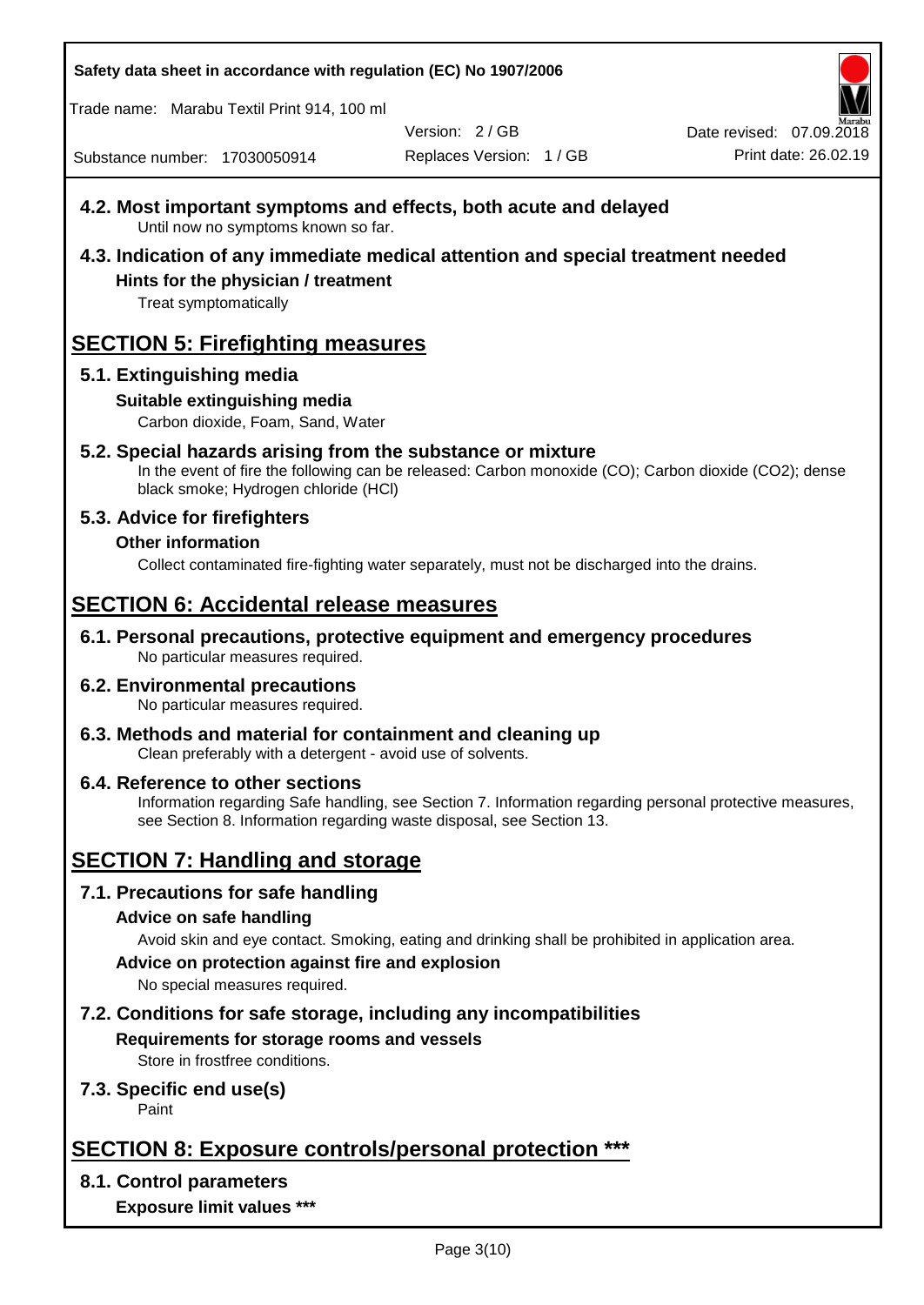## 4.2. Most important symptoms and effects, both acute and delayed

Until now no symptoms known so far.

## 4.3. Indication of any immediate medical attention and special treatment needed

### Hints for the physician / treatment

Treat symptomatically

# SECTION 5: Firefighting measures

## 5.1. Extinguishing media

### Suitable extinguishing media

Carbon dioxide, Foam, Sand, Water

## 5.2. Special hazards arising from the substance or mixture

In the event of fire the following can be released: Carbon monoxide (CO); Carbon dioxide ($CO_2$); dense black smoke; Hydrogen chloride (HCl)

## 5.3. Advice for firefighters

### Other information

Collect contaminated fire-fighting water separately, must not be discharged into the drains.

# SECTION 6: Accidental release measures

## 6.1. Personal precautions, protective equipment and emergency procedures

No particular measures required.

## 6.2. Environmental precautions

No particular measures required.

## 6.3. Methods and material for containment and cleaning up

Clean preferably with a detergent - avoid use of solvents.

## 6.4. Reference to other sections

Information regarding Safe handling, see Section 7. Information regarding personal protective measures, see Section 8. Information regarding waste disposal, see Section 13.

# SECTION 7: Handling and storage

## 7.1. Precautions for safe handling

### Advice on safe handling

Avoid skin and eye contact. Smoking, eating and drinking shall be prohibited in application area.

### Advice on protection against fire and explosion

No special measures required.

## 7.2. Conditions for safe storage, including any incompatibilities

### Requirements for storage rooms and vessels

Store in frostfree conditions.

## 7.3. Specific end use(s)

Paint

# SECTION 8: Exposure controls/personal protection ***

## 8.1. Control parameters

### Exposure limit values ***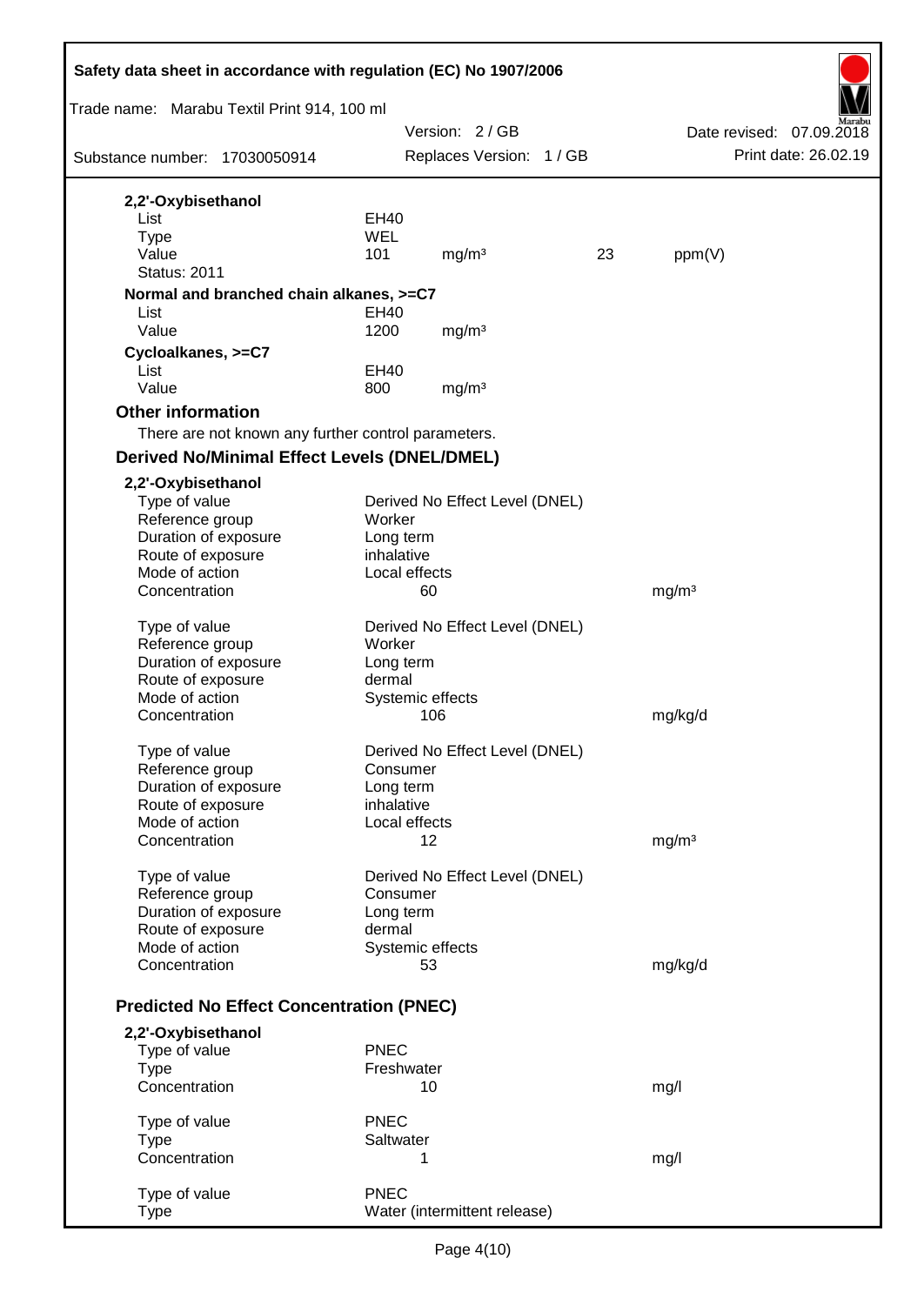**2,2'-Oxybisethanol**

| | | | | |
|---|---|---|---|---|
| List | EH40 | | | |
| Type | WEL | | | |
| Value | 101 | mg/m³ | 23 | ppm(V) |
| Status: 2011 | | | | |

**Normal and branched chain alkanes, >=C7**

| | | |
|---|---|---|
| List | EH40 | |
| Value | 1200 | mg/m³ |

**Cycloalkanes, >=C7**

| | | |
|---|---|---|
| List | EH40 | |
| Value | 800 | mg/m³ |

### Other information

There are not known any further control parameters.

### Derived No/Minimal Effect Levels (DNEL/DMEL)

**2,2'-Oxybisethanol**

| | | |
|---|---|---|
| Type of value | Derived No Effect Level (DNEL) | |
| Reference group | Worker | |
| Duration of exposure | Long term | |
| Route of exposure | inhalative | |
| Mode of action | Local effects | |
| Concentration | 60 | mg/m³ |

| | | |
|---|---|---|
| Type of value | Derived No Effect Level (DNEL) | |
| Reference group | Worker | |
| Duration of exposure | Long term | |
| Route of exposure | dermal | |
| Mode of action | Systemic effects | |
| Concentration | 106 | mg/kg/d |

| | | |
|---|---|---|
| Type of value | Derived No Effect Level (DNEL) | |
| Reference group | Consumer | |
| Duration of exposure | Long term | |
| Route of exposure | inhalative | |
| Mode of action | Local effects | |
| Concentration | 12 | mg/m³ |

| | | |
|---|---|---|
| Type of value | Derived No Effect Level (DNEL) | |
| Reference group | Consumer | |
| Duration of exposure | Long term | |
| Route of exposure | dermal | |
| Mode of action | Systemic effects | |
| Concentration | 53 | mg/kg/d |

### Predicted No Effect Concentration (PNEC)

**2,2'-Oxybisethanol**

| | | |
|---|---|---|
| Type of value | PNEC | |
| Type | Freshwater | |
| Concentration | 10 | mg/l |

| | | |
|---|---|---|
| Type of value | PNEC | |
| Type | Saltwater | |
| Concentration | 1 | mg/l |

| | |
|---|---|
| Type of value | PNEC |
| Type | Water (intermittent release) |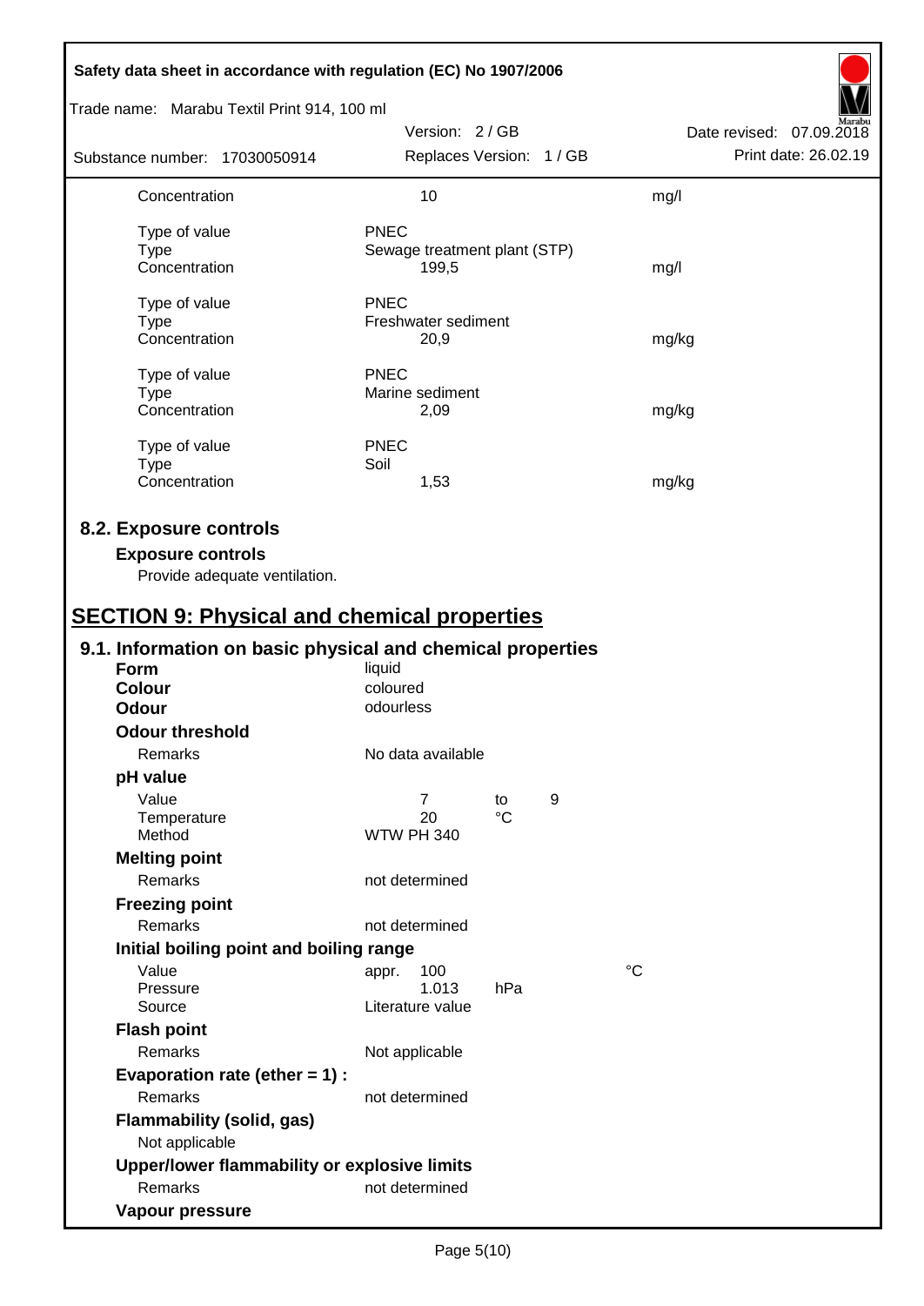| | | |
|---|---|---|
| Concentration | 10 | mg/l |
| | | |
| Type of value | PNEC | |
| Type | Sewage treatment plant (STP) | |
| Concentration | 199,5 | mg/l |
| | | |
| Type of value | PNEC | |
| Type | Freshwater sediment | |
| Concentration | 20,9 | mg/kg |
| | | |
| Type of value | PNEC | |
| Type | Marine sediment | |
| Concentration | 2,09 | mg/kg |
| | | |
| Type of value | PNEC | |
| Type | Soil | |
| Concentration | 1,53 | mg/kg |

### 8.2. Exposure controls

**Exposure controls**

Provide adequate ventilation.

## SECTION 9: Physical and chemical properties

### 9.1. Information on basic physical and chemical properties

| | |
|---|---|
| **Form** | liquid |
| **Colour** | coloured |
| **Odour** | odourless |

**Odour threshold**

| | |
|---|---|
| Remarks | No data available |

**pH value**

| | |
|---|---|
| Value | 7 to 9 |
| Temperature | 20 °C |
| Method | WTW PH 340 |

**Melting point**

| | |
|---|---|
| Remarks | not determined |

**Freezing point**

| | |
|---|---|
| Remarks | not determined |

**Initial boiling point and boiling range**

| | |
|---|---|
| Value | appr. 100 °C |
| Pressure | 1.013 hPa |
| Source | Literature value |

**Flash point**

| | |
|---|---|
| Remarks | Not applicable |

**Evaporation rate (ether = 1) :**

| | |
|---|---|
| Remarks | not determined |

**Flammability (solid, gas)**

Not applicable

**Upper/lower flammability or explosive limits**

| | |
|---|---|
| Remarks | not determined |

**Vapour pressure**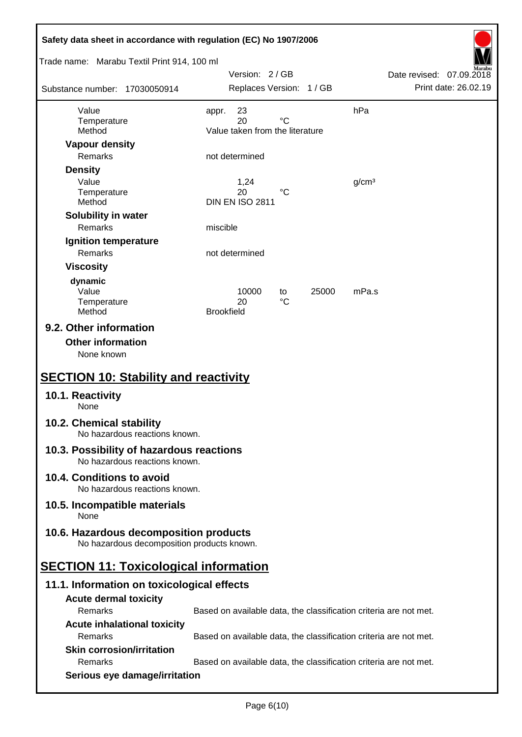| | | | | | |
|---|---|---|---|---|---|
| Value | appr. | 23 | | | hPa |
| Temperature | | 20 | °C | | |
| Method | Value taken from the literature | | | | |

**Vapour density**

| | |
|---|---|
| Remarks | not determined |

**Density**

| | | | |
|---|---|---|---|
| Value | 1,24 | | g/cm³ |
| Temperature | 20 | °C | |
| Method | DIN EN ISO 2811 | | |

**Solubility in water**

| | |
|---|---|
| Remarks | miscible |

**Ignition temperature**

| | |
|---|---|
| Remarks | not determined |

**Viscosity**

**dynamic**

| | | | | |
|---|---|---|---|---|
| Value | 10000 | to | 25000 | mPa.s |
| Temperature | 20 | °C | | |
| Method | Brookfield | | | |

### 9.2. Other information

**Other information**

None known

## SECTION 10: Stability and reactivity

### 10.1. Reactivity

None

### 10.2. Chemical stability

No hazardous reactions known.

### 10.3. Possibility of hazardous reactions

No hazardous reactions known.

### 10.4. Conditions to avoid

No hazardous reactions known.

### 10.5. Incompatible materials

None

### 10.6. Hazardous decomposition products

No hazardous decomposition products known.

## SECTION 11: Toxicological information

### 11.1. Information on toxicological effects

**Acute dermal toxicity**

| | |
|---|---|
| Remarks | Based on available data, the classification criteria are not met. |

**Acute inhalational toxicity**

| | |
|---|---|
| Remarks | Based on available data, the classification criteria are not met. |

**Skin corrosion/irritation**

| | |
|---|---|
| Remarks | Based on available data, the classification criteria are not met. |

**Serious eye damage/irritation**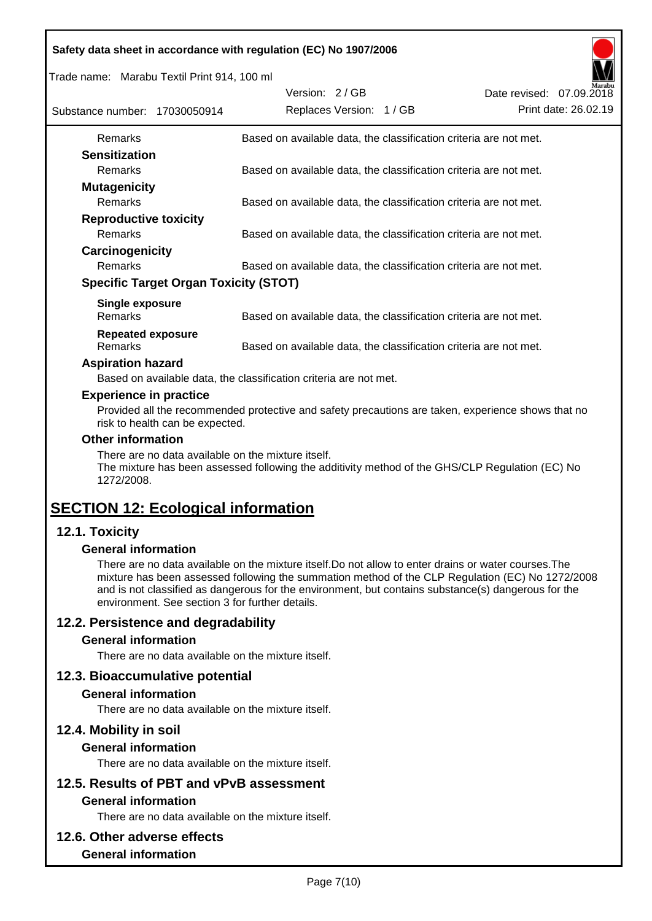| | |
|---|---|
| Remarks | Based on available data, the classification criteria are not met. |

**Sensitization**

| | |
|---|---|
| Remarks | Based on available data, the classification criteria are not met. |

**Mutagenicity**

| | |
|---|---|
| Remarks | Based on available data, the classification criteria are not met. |

**Reproductive toxicity**

| | |
|---|---|
| Remarks | Based on available data, the classification criteria are not met. |

**Carcinogenicity**

| | |
|---|---|
| Remarks | Based on available data, the classification criteria are not met. |

**Specific Target Organ Toxicity (STOT)**

**Single exposure**

| | |
|---|---|
| Remarks | Based on available data, the classification criteria are not met. |

**Repeated exposure**

| | |
|---|---|
| Remarks | Based on available data, the classification criteria are not met. |

**Aspiration hazard**

Based on available data, the classification criteria are not met.

**Experience in practice**

Provided all the recommended protective and safety precautions are taken, experience shows that no risk to health can be expected.

**Other information**

There are no data available on the mixture itself.
The mixture has been assessed following the additivity method of the GHS/CLP Regulation (EC) No 1272/2008.

# SECTION 12: Ecological information

## 12.1. Toxicity

### General information

There are no data available on the mixture itself.Do not allow to enter drains or water courses.The mixture has been assessed following the summation method of the CLP Regulation (EC) No 1272/2008 and is not classified as dangerous for the environment, but contains substance(s) dangerous for the environment. See section 3 for further details.

## 12.2. Persistence and degradability

### General information

There are no data available on the mixture itself.

## 12.3. Bioaccumulative potential

### General information

There are no data available on the mixture itself.

## 12.4. Mobility in soil

### General information

There are no data available on the mixture itself.

## 12.5. Results of PBT and vPvB assessment

### General information

There are no data available on the mixture itself.

## 12.6. Other adverse effects

### General information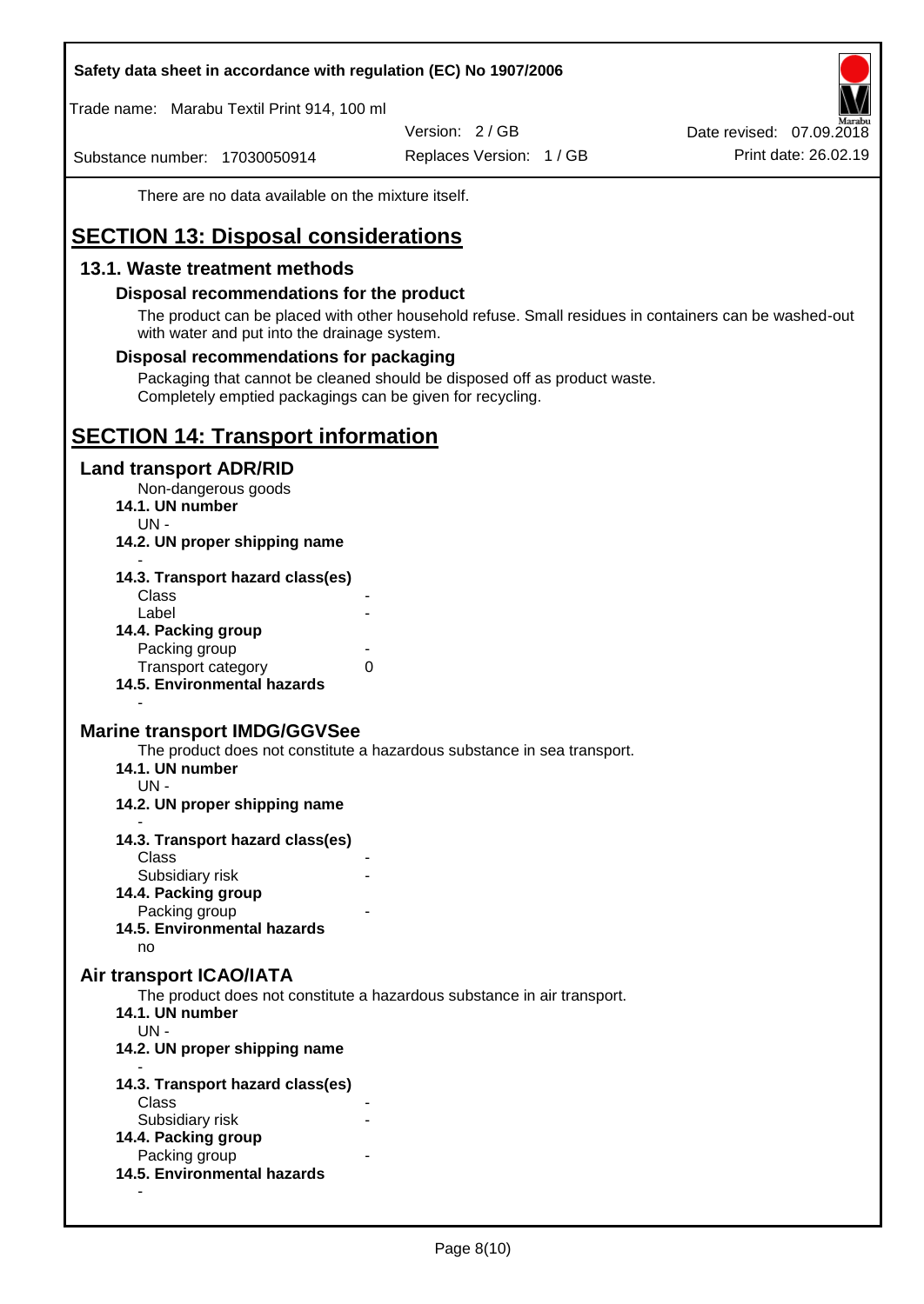There are no data available on the mixture itself.

# SECTION 13: Disposal considerations

## 13.1. Waste treatment methods

### Disposal recommendations for the product

The product can be placed with other household refuse. Small residues in containers can be washed-out with water and put into the drainage system.

### Disposal recommendations for packaging

Packaging that cannot be cleaned should be disposed off as product waste.
Completely emptied packagings can be given for recycling.

# SECTION 14: Transport information

## Land transport ADR/RID

Non-dangerous goods

**14.1. UN number**

UN -

**14.2. UN proper shipping name**

-

**14.3. Transport hazard class(es)**

Class -
Label -

**14.4. Packing group**

Packing group -
Transport category 0

**14.5. Environmental hazards**

-

## Marine transport IMDG/GGVSee

The product does not constitute a hazardous substance in sea transport.

**14.1. UN number**

UN -

**14.2. UN proper shipping name**

-

**14.3. Transport hazard class(es)**

Class -
Subsidiary risk -

**14.4. Packing group**

Packing group -

**14.5. Environmental hazards**

no

## Air transport ICAO/IATA

The product does not constitute a hazardous substance in air transport.

**14.1. UN number**

UN -

**14.2. UN proper shipping name**

-

**14.3. Transport hazard class(es)**

Class -
Subsidiary risk -

**14.4. Packing group**

Packing group -

**14.5. Environmental hazards**

-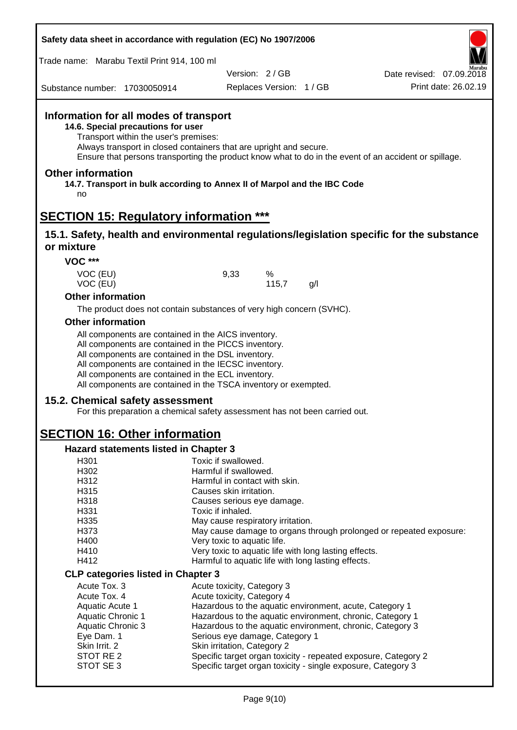## Information for all modes of transport

**14.6. Special precautions for user**

Transport within the user's premises:
Always transport in closed containers that are upright and secure.
Ensure that persons transporting the product know what to do in the event of an accident or spillage.

## Other information

**14.7. Transport in bulk according to Annex II of Marpol and the IBC Code**

no

# SECTION 15: Regulatory information ***

## 15.1. Safety, health and environmental regulations/legislation specific for the substance or mixture

### VOC ***

| | | | |
|---|---|---|---|
| VOC (EU) | 9,33 | % | |
| VOC (EU) | | 115,7 | g/l |

### Other information

The product does not contain substances of very high concern (SVHC).

### Other information

All components are contained in the AICS inventory.
All components are contained in the PICCS inventory.
All components are contained in the DSL inventory.
All components are contained in the IECSC inventory.
All components are contained in the ECL inventory.
All components are contained in the TSCA inventory or exempted.

## 15.2. Chemical safety assessment

For this preparation a chemical safety assessment has not been carried out.

# SECTION 16: Other information

### Hazard statements listed in Chapter 3

| | |
|---|---|
| H301 | Toxic if swallowed. |
| H302 | Harmful if swallowed. |
| H312 | Harmful in contact with skin. |
| H315 | Causes skin irritation. |
| H318 | Causes serious eye damage. |
| H331 | Toxic if inhaled. |
| H335 | May cause respiratory irritation. |
| H373 | May cause damage to organs through prolonged or repeated exposure: |
| H400 | Very toxic to aquatic life. |
| H410 | Very toxic to aquatic life with long lasting effects. |
| H412 | Harmful to aquatic life with long lasting effects. |

### CLP categories listed in Chapter 3

| | |
|---|---|
| Acute Tox. 3 | Acute toxicity, Category 3 |
| Acute Tox. 4 | Acute toxicity, Category 4 |
| Aquatic Acute 1 | Hazardous to the aquatic environment, acute, Category 1 |
| Aquatic Chronic 1 | Hazardous to the aquatic environment, chronic, Category 1 |
| Aquatic Chronic 3 | Hazardous to the aquatic environment, chronic, Category 3 |
| Eye Dam. 1 | Serious eye damage, Category 1 |
| Skin Irrit. 2 | Skin irritation, Category 2 |
| STOT RE 2 | Specific target organ toxicity - repeated exposure, Category 2 |
| STOT SE 3 | Specific target organ toxicity - single exposure, Category 3 |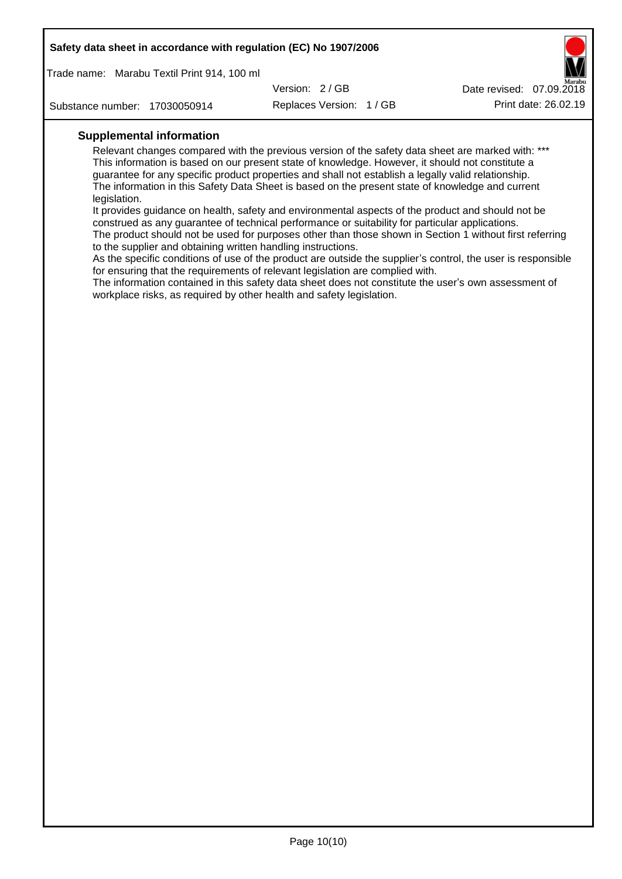## Supplemental information

Relevant changes compared with the previous version of the safety data sheet are marked with: ***
This information is based on our present state of knowledge. However, it should not constitute a guarantee for any specific product properties and shall not establish a legally valid relationship.
The information in this Safety Data Sheet is based on the present state of knowledge and current legislation.
It provides guidance on health, safety and environmental aspects of the product and should not be construed as any guarantee of technical performance or suitability for particular applications.
The product should not be used for purposes other than those shown in Section 1 without first referring to the supplier and obtaining written handling instructions.
As the specific conditions of use of the product are outside the supplier's control, the user is responsible for ensuring that the requirements of relevant legislation are complied with.
The information contained in this safety data sheet does not constitute the user's own assessment of workplace risks, as required by other health and safety legislation.